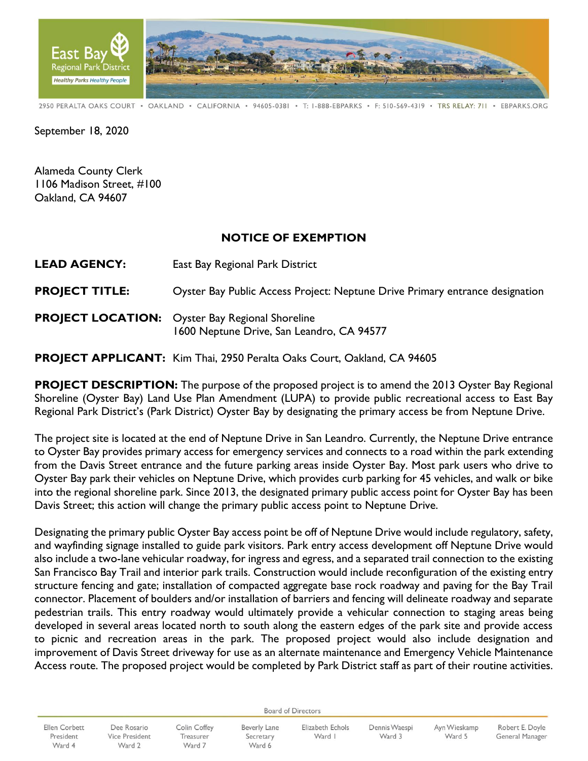East Bay Regional Park District
*Healthy Parks Healthy People*

2950 PERALTA OAKS COURT • OAKLAND • CALIFORNIA • 94605-0381 • T: 1-888-EBPARKS • F: 510-569-4319 • TRS RELAY: 711 • EBPARKS.ORG

September 18, 2020

Alameda County Clerk
1106 Madison Street, #100
Oakland, CA 94607

# NOTICE OF EXEMPTION

**LEAD AGENCY:** East Bay Regional Park District

**PROJECT TITLE:** Oyster Bay Public Access Project: Neptune Drive Primary entrance designation

**PROJECT LOCATION:** Oyster Bay Regional Shoreline
1600 Neptune Drive, San Leandro, CA 94577

**PROJECT APPLICANT:** Kim Thai, 2950 Peralta Oaks Court, Oakland, CA 94605

**PROJECT DESCRIPTION:** The purpose of the proposed project is to amend the 2013 Oyster Bay Regional Shoreline (Oyster Bay) Land Use Plan Amendment (LUPA) to provide public recreational access to East Bay Regional Park District's (Park District) Oyster Bay by designating the primary access be from Neptune Drive.

The project site is located at the end of Neptune Drive in San Leandro. Currently, the Neptune Drive entrance to Oyster Bay provides primary access for emergency services and connects to a road within the park extending from the Davis Street entrance and the future parking areas inside Oyster Bay. Most park users who drive to Oyster Bay park their vehicles on Neptune Drive, which provides curb parking for 45 vehicles, and walk or bike into the regional shoreline park. Since 2013, the designated primary public access point for Oyster Bay has been Davis Street; this action will change the primary public access point to Neptune Drive.

Designating the primary public Oyster Bay access point be off of Neptune Drive would include regulatory, safety, and wayfinding signage installed to guide park visitors. Park entry access development off Neptune Drive would also include a two-lane vehicular roadway, for ingress and egress, and a separated trail connection to the existing San Francisco Bay Trail and interior park trails. Construction would include reconfiguration of the existing entry structure fencing and gate; installation of compacted aggregate base rock roadway and paving for the Bay Trail connector. Placement of boulders and/or installation of barriers and fencing will delineate roadway and separate pedestrian trails. This entry roadway would ultimately provide a vehicular connection to staging areas being developed in several areas located north to south along the eastern edges of the park site and provide access to picnic and recreation areas in the park. The proposed project would also include designation and improvement of Davis Street driveway for use as an alternate maintenance and Emergency Vehicle Maintenance Access route. The proposed project would be completed by Park District staff as part of their routine activities.

Board of Directors

| Ellen Corbett | Dee Rosario | Colin Coffey | Beverly Lane | Elizabeth Echols | Dennis Waespi | Ayn Wieskamp | Robert E. Doyle |
|---|---|---|---|---|---|---|---|
| President | Vice President | Treasurer | Secretary | Ward 1 | Ward 3 | Ward 5 | General Manager |
| Ward 4 | Ward 2 | Ward 7 | Ward 6 | | | | |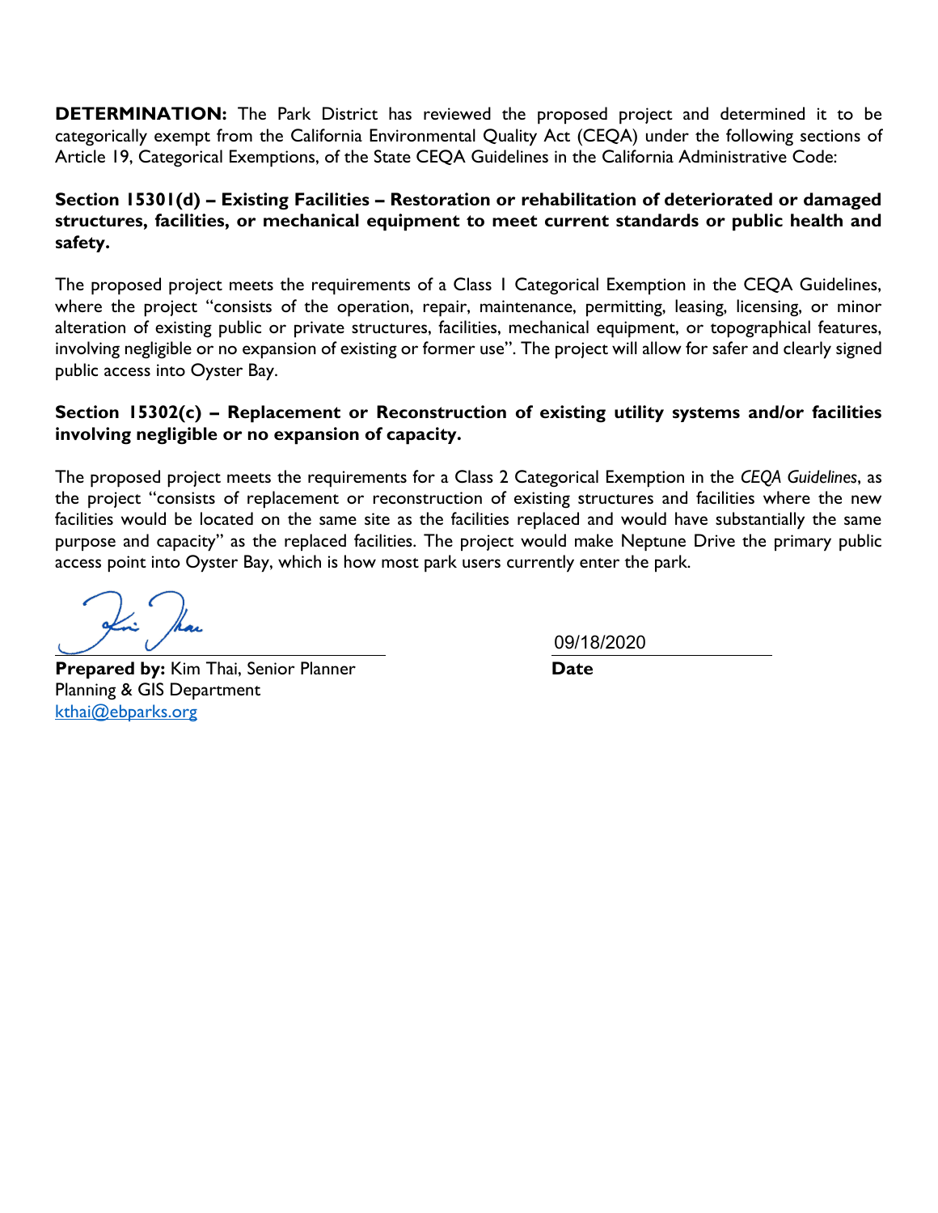**DETERMINATION:** The Park District has reviewed the proposed project and determined it to be categorically exempt from the California Environmental Quality Act (CEQA) under the following sections of Article 19, Categorical Exemptions, of the State CEQA Guidelines in the California Administrative Code:

**Section 15301(d) – Existing Facilities – Restoration or rehabilitation of deteriorated or damaged structures, facilities, or mechanical equipment to meet current standards or public health and safety.**

The proposed project meets the requirements of a Class 1 Categorical Exemption in the CEQA Guidelines, where the project "consists of the operation, repair, maintenance, permitting, leasing, licensing, or minor alteration of existing public or private structures, facilities, mechanical equipment, or topographical features, involving negligible or no expansion of existing or former use". The project will allow for safer and clearly signed public access into Oyster Bay.

**Section 15302(c) – Replacement or Reconstruction of existing utility systems and/or facilities involving negligible or no expansion of capacity.**

The proposed project meets the requirements for a Class 2 Categorical Exemption in the *CEQA Guidelines*, as the project "consists of replacement or reconstruction of existing structures and facilities where the new facilities would be located on the same site as the facilities replaced and would have substantially the same purpose and capacity" as the replaced facilities. The project would make Neptune Drive the primary public access point into Oyster Bay, which is how most park users currently enter the park.

**Prepared by:** Kim Thai, Senior Planner
Planning & GIS Department
kthai@ebparks.org

09/18/2020
**Date**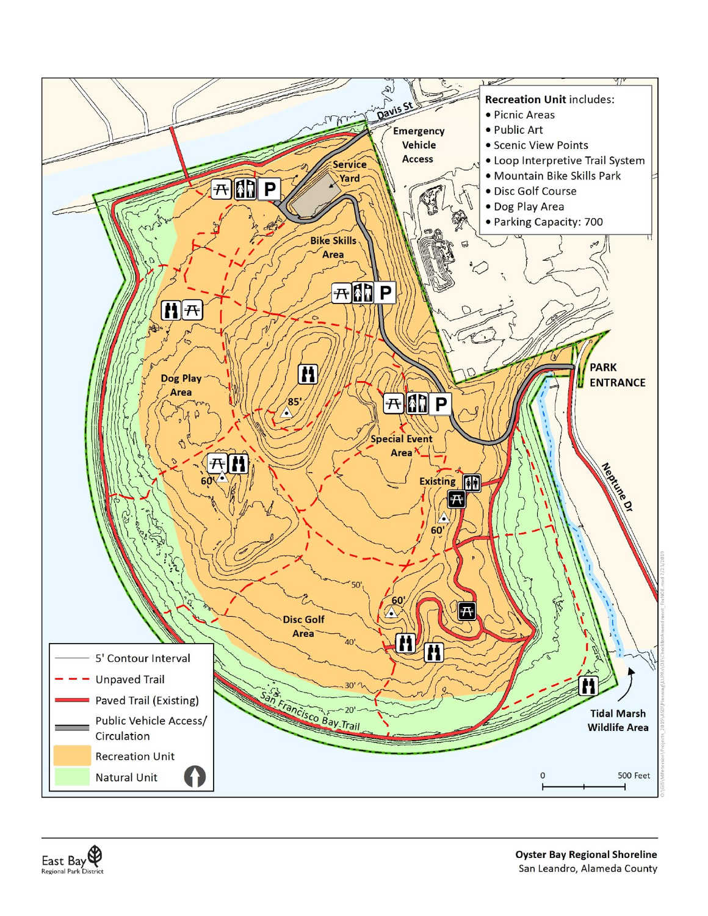**Recreation Unit** includes:

- Picnic Areas
- Public Art
- Scenic View Points
- Loop Interpretive Trail System
- Mountain Bike Skills Park
- Disc Golf Course
- Dog Play Area
- Parking Capacity: 700

Davis St

Emergency Vehicle Access

Service Yard

Bike Skills Area

Dog Play Area

85'

Special Event Area

Existing

60'

60'

60'

50'

40'

30'

20'

Disc Golf Area

San Francisco Bay Trail

PARK ENTRANCE

Neptune Dr

Tidal Marsh Wildlife Area

5' Contour Interval

Unpaved Trail

Paved Trail (Existing)

Public Vehicle Access/ Circulation

Recreation Unit

Natural Unit

0

500 Feet

East Bay Regional Park District

**Oyster Bay Regional Shoreline**
San Leandro, Alameda County